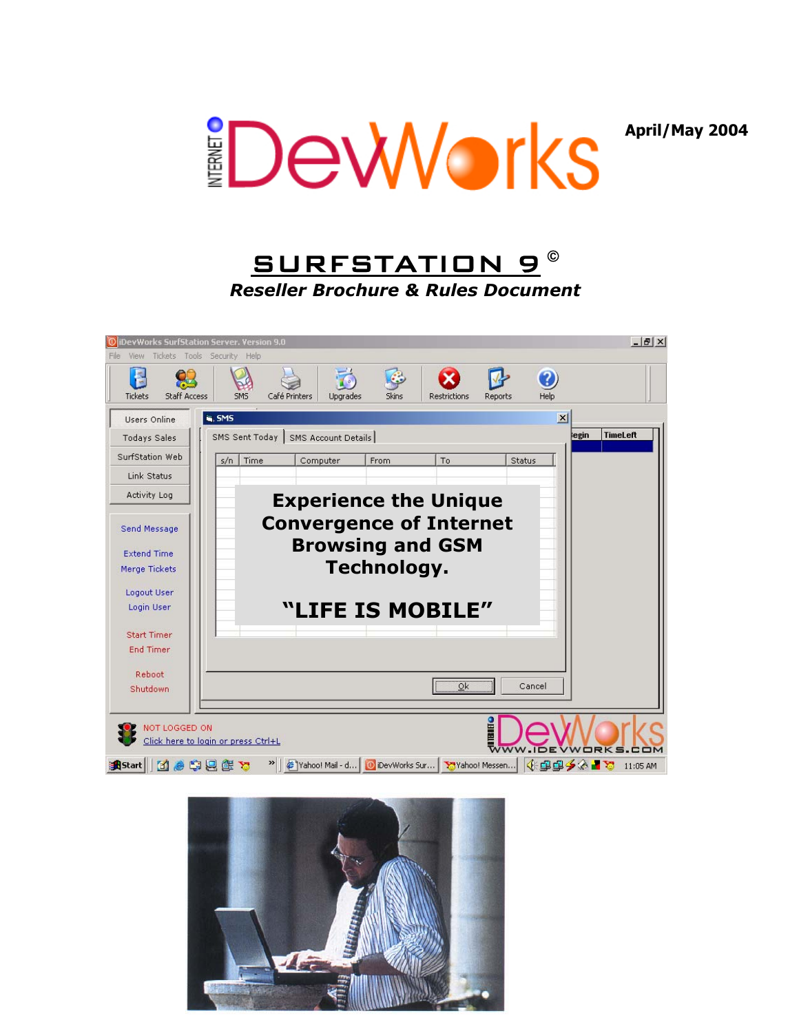April/May 2004

# SURFSTATION 9 ©

***Reseller Brochure & Rules Document***

**Experience the Unique Convergence of Internet Browsing and GSM Technology.**

**"LIFE IS MOBILE"**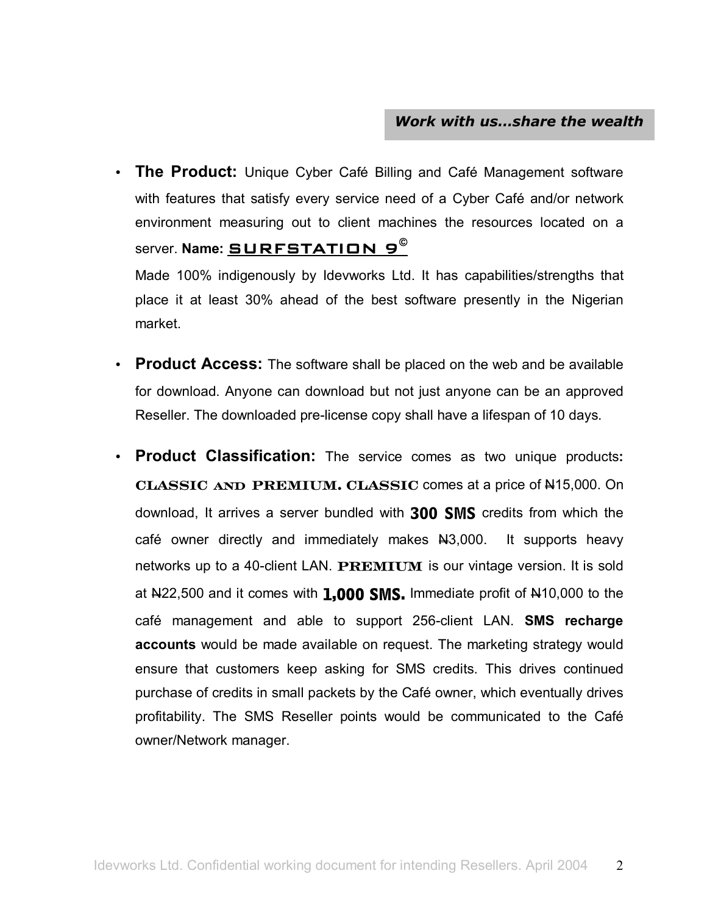***Work with us…share the wealth***

- **The Product:** Unique Cyber Café Billing and Café Management software with features that satisfy every service need of a Cyber Café and/or network environment measuring out to client machines the resources located on a server. **Name: SURFSTATION 9©**

  Made 100% indigenously by Idevworks Ltd. It has capabilities/strengths that place it at least 30% ahead of the best software presently in the Nigerian market.

- **Product Access:** The software shall be placed on the web and be available for download. Anyone can download but not just anyone can be an approved Reseller. The downloaded pre-license copy shall have a lifespan of 10 days.

- **Product Classification:** The service comes as two unique products**: CLASSIC AND PREMIUM. CLASSIC** comes at a price of ₦15,000. On download, It arrives a server bundled with **300 SMS** credits from which the café owner directly and immediately makes ₦3,000. It supports heavy networks up to a 40-client LAN. **PREMIUM** is our vintage version. It is sold at ₦22,500 and it comes with **1,000 SMS.** Immediate profit of ₦10,000 to the café management and able to support 256-client LAN. **SMS recharge accounts** would be made available on request. The marketing strategy would ensure that customers keep asking for SMS credits. This drives continued purchase of credits in small packets by the Café owner, which eventually drives profitability. The SMS Reseller points would be communicated to the Café owner/Network manager.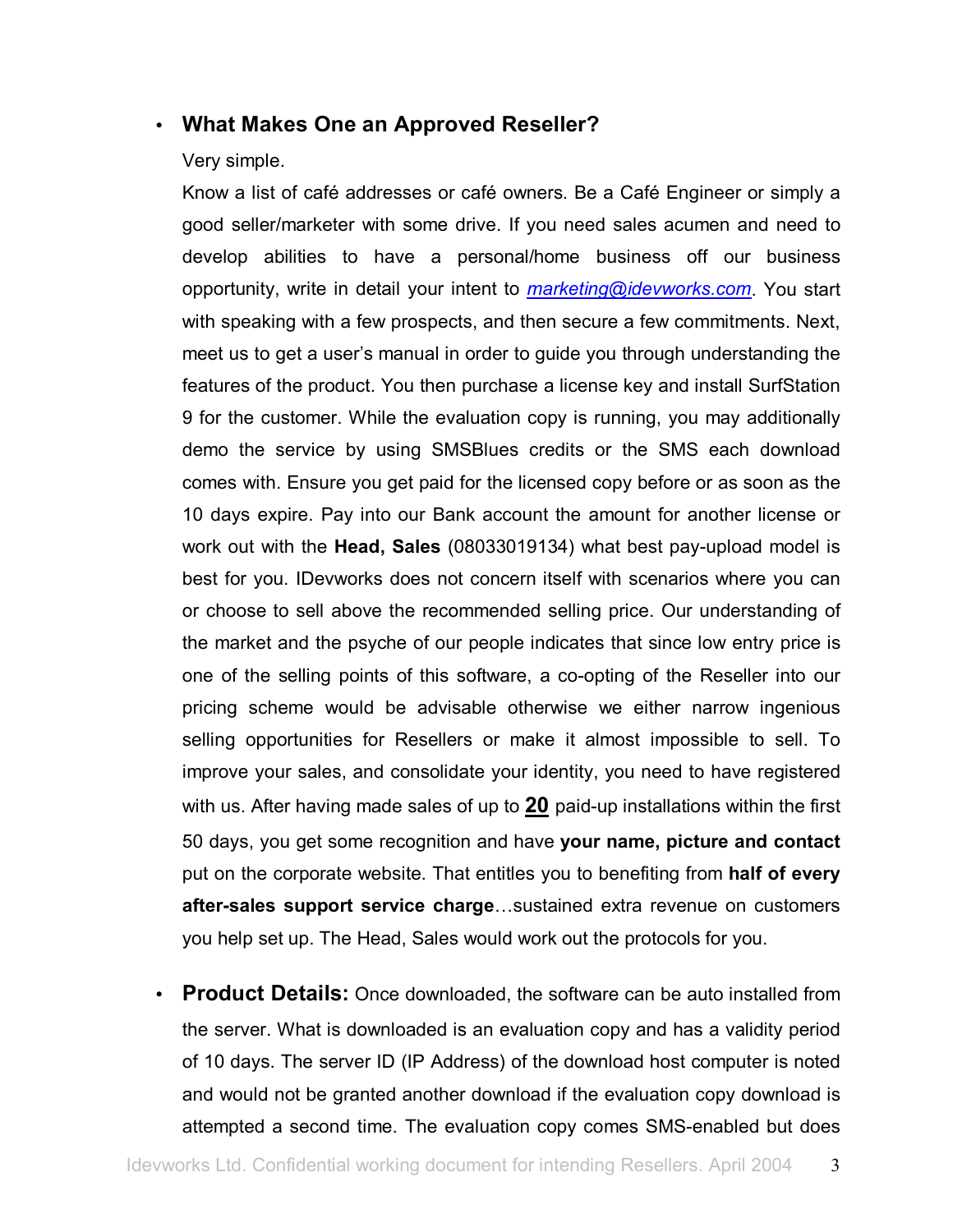- **What Makes One an Approved Reseller?**

  Very simple.

  Know a list of café addresses or café owners. Be a Café Engineer or simply a good seller/marketer with some drive. If you need sales acumen and need to develop abilities to have a personal/home business off our business opportunity, write in detail your intent to *marketing@idevworks.com*. You start with speaking with a few prospects, and then secure a few commitments. Next, meet us to get a user's manual in order to guide you through understanding the features of the product. You then purchase a license key and install SurfStation 9 for the customer. While the evaluation copy is running, you may additionally demo the service by using SMSBlues credits or the SMS each download comes with. Ensure you get paid for the licensed copy before or as soon as the 10 days expire. Pay into our Bank account the amount for another license or work out with the **Head, Sales** (08033019134) what best pay-upload model is best for you. IDevworks does not concern itself with scenarios where you can or choose to sell above the recommended selling price. Our understanding of the market and the psyche of our people indicates that since low entry price is one of the selling points of this software, a co-opting of the Reseller into our pricing scheme would be advisable otherwise we either narrow ingenious selling opportunities for Resellers or make it almost impossible to sell. To improve your sales, and consolidate your identity, you need to have registered with us. After having made sales of up to **20** paid-up installations within the first 50 days, you get some recognition and have **your name, picture and contact** put on the corporate website. That entitles you to benefiting from **half of every after-sales support service charge**…sustained extra revenue on customers you help set up. The Head, Sales would work out the protocols for you.

- **Product Details:** Once downloaded, the software can be auto installed from the server. What is downloaded is an evaluation copy and has a validity period of 10 days. The server ID (IP Address) of the download host computer is noted and would not be granted another download if the evaluation copy download is attempted a second time. The evaluation copy comes SMS-enabled but does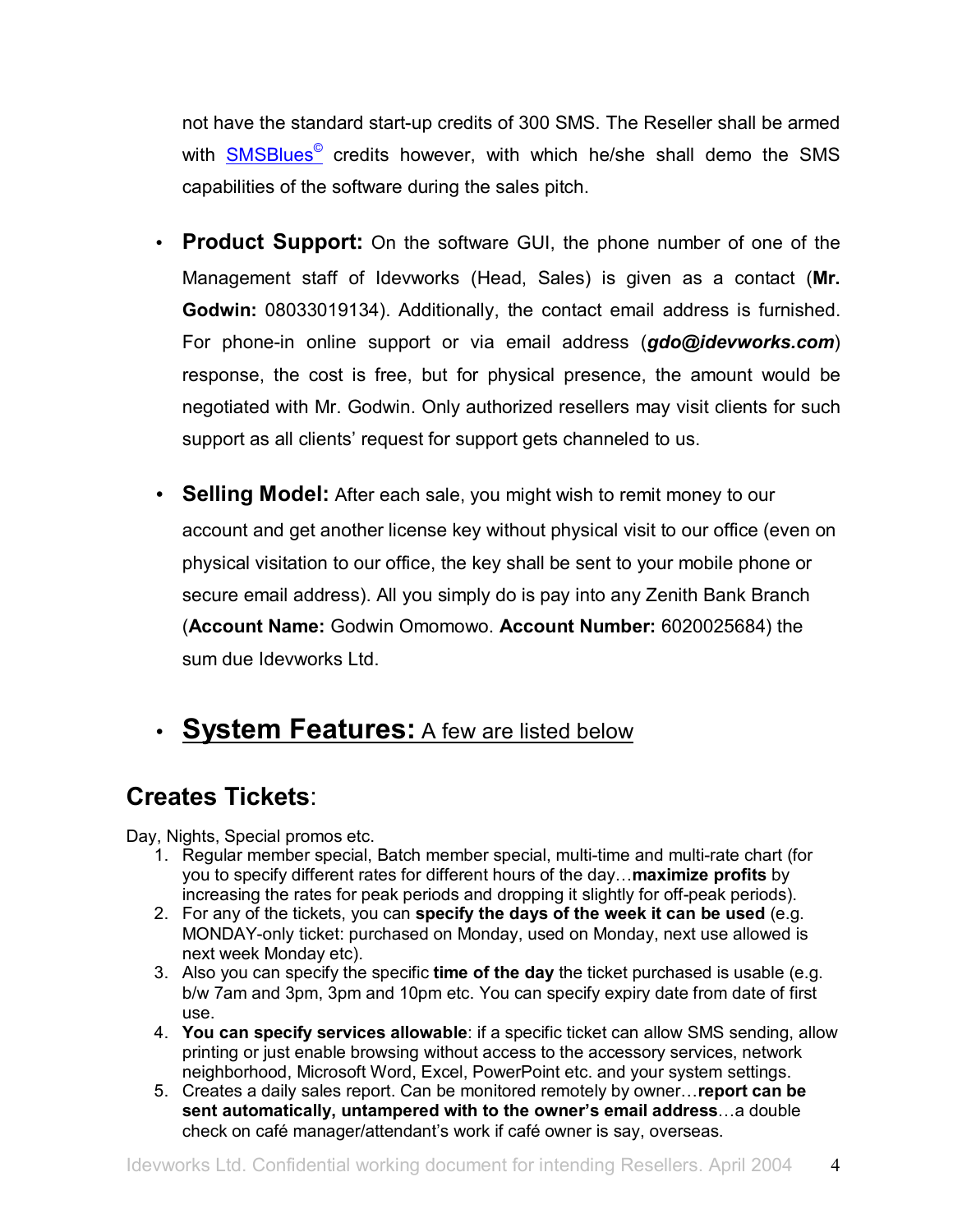not have the standard start-up credits of 300 SMS. The Reseller shall be armed with SMSBlues© credits however, with which he/she shall demo the SMS capabilities of the software during the sales pitch.

- **Product Support:** On the software GUI, the phone number of one of the Management staff of Idevworks (Head, Sales) is given as a contact (**Mr. Godwin:** 08033019134). Additionally, the contact email address is furnished. For phone-in online support or via email address (***gdo@idevworks.com***) response, the cost is free, but for physical presence, the amount would be negotiated with Mr. Godwin. Only authorized resellers may visit clients for such support as all clients' request for support gets channeled to us.

- **Selling Model:** After each sale, you might wish to remit money to our account and get another license key without physical visit to our office (even on physical visitation to our office, the key shall be sent to your mobile phone or secure email address). All you simply do is pay into any Zenith Bank Branch (**Account Name:** Godwin Omomowo. **Account Number:** 6020025684) the sum due Idevworks Ltd.

- <u>**System Features:** A few are listed below</u>

## **Creates Tickets**:

Day, Nights, Special promos etc.

1. Regular member special, Batch member special, multi-time and multi-rate chart (for you to specify different rates for different hours of the day…**maximize profits** by increasing the rates for peak periods and dropping it slightly for off-peak periods).
2. For any of the tickets, you can **specify the days of the week it can be used** (e.g. MONDAY-only ticket: purchased on Monday, used on Monday, next use allowed is next week Monday etc).
3. Also you can specify the specific **time of the day** the ticket purchased is usable (e.g. b/w 7am and 3pm, 3pm and 10pm etc. You can specify expiry date from date of first use.
4. **You can specify services allowable**: if a specific ticket can allow SMS sending, allow printing or just enable browsing without access to the accessory services, network neighborhood, Microsoft Word, Excel, PowerPoint etc. and your system settings.
5. Creates a daily sales report. Can be monitored remotely by owner…**report can be sent automatically, untampered with to the owner's email address**…a double check on café manager/attendant's work if café owner is say, overseas.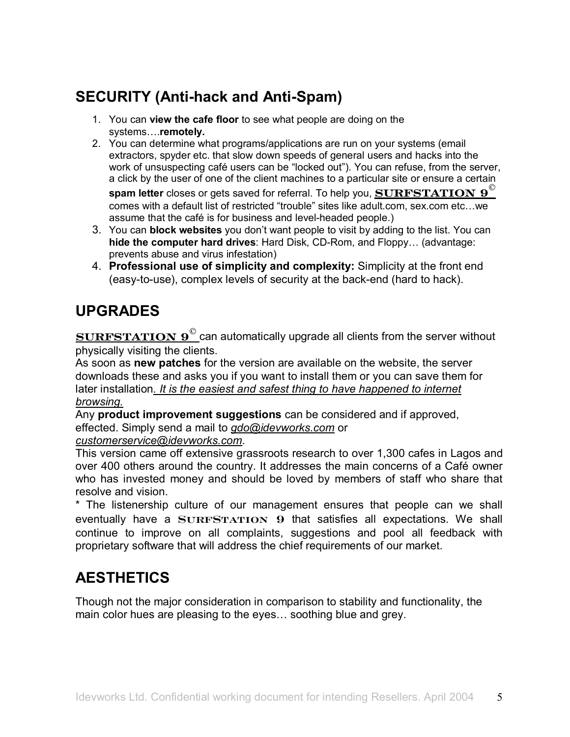## SECURITY (Anti-hack and Anti-Spam)

1. You can **view the cafe floor** to see what people are doing on the systems….**remotely.**
2. You can determine what programs/applications are run on your systems (email extractors, spyder etc. that slow down speeds of general users and hacks into the work of unsuspecting café users can be "locked out"). You can refuse, from the server, a click by the user of one of the client machines to a particular site or ensure a certain **spam letter** closes or gets saved for referral. To help you, **SURFSTATION 9©** comes with a default list of restricted "trouble" sites like adult.com, sex.com etc…we assume that the café is for business and level-headed people.)
3. You can **block websites** you don't want people to visit by adding to the list. You can **hide the computer hard drives**: Hard Disk, CD-Rom, and Floppy… (advantage: prevents abuse and virus infestation)
4. **Professional use of simplicity and complexity:** Simplicity at the front end (easy-to-use), complex levels of security at the back-end (hard to hack).

## UPGRADES

**SURFSTATION 9©** can automatically upgrade all clients from the server without physically visiting the clients.
As soon as **new patches** for the version are available on the website, the server downloads these and asks you if you want to install them or you can save them for later installation*. It is the easiest and safest thing to have happened to internet browsing.*
Any **product improvement suggestions** can be considered and if approved, effected. Simply send a mail to *gdo@idevworks.com* or *customerservice@idevworks.com*.
This version came off extensive grassroots research to over 1,300 cafes in Lagos and over 400 others around the country. It addresses the main concerns of a Café owner who has invested money and should be loved by members of staff who share that resolve and vision.
* The listenership culture of our management ensures that people can we shall eventually have a SURFSTATION 9 that satisfies all expectations. We shall continue to improve on all complaints, suggestions and pool all feedback with proprietary software that will address the chief requirements of our market.

## AESTHETICS

Though not the major consideration in comparison to stability and functionality, the main color hues are pleasing to the eyes… soothing blue and grey.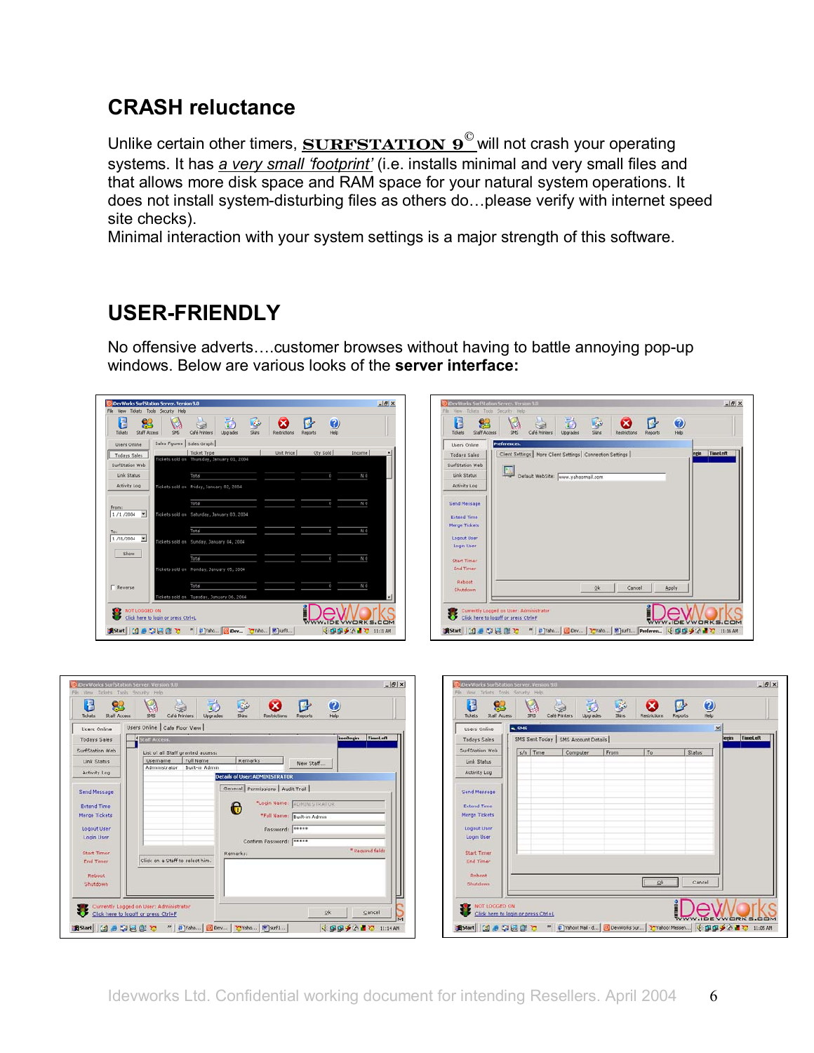## CRASH reluctance

Unlike certain other timers, **SURFSTATION 9**© will not crash your operating systems. It has *a very small 'footprint'* (i.e. installs minimal and very small files and that allows more disk space and RAM space for your natural system operations. It does not install system-disturbing files as others do…please verify with internet speed site checks).
Minimal interaction with your system settings is a major strength of this software.

## USER-FRIENDLY

No offensive adverts….customer browses without having to battle annoying pop-up windows. Below are various looks of the **server interface:**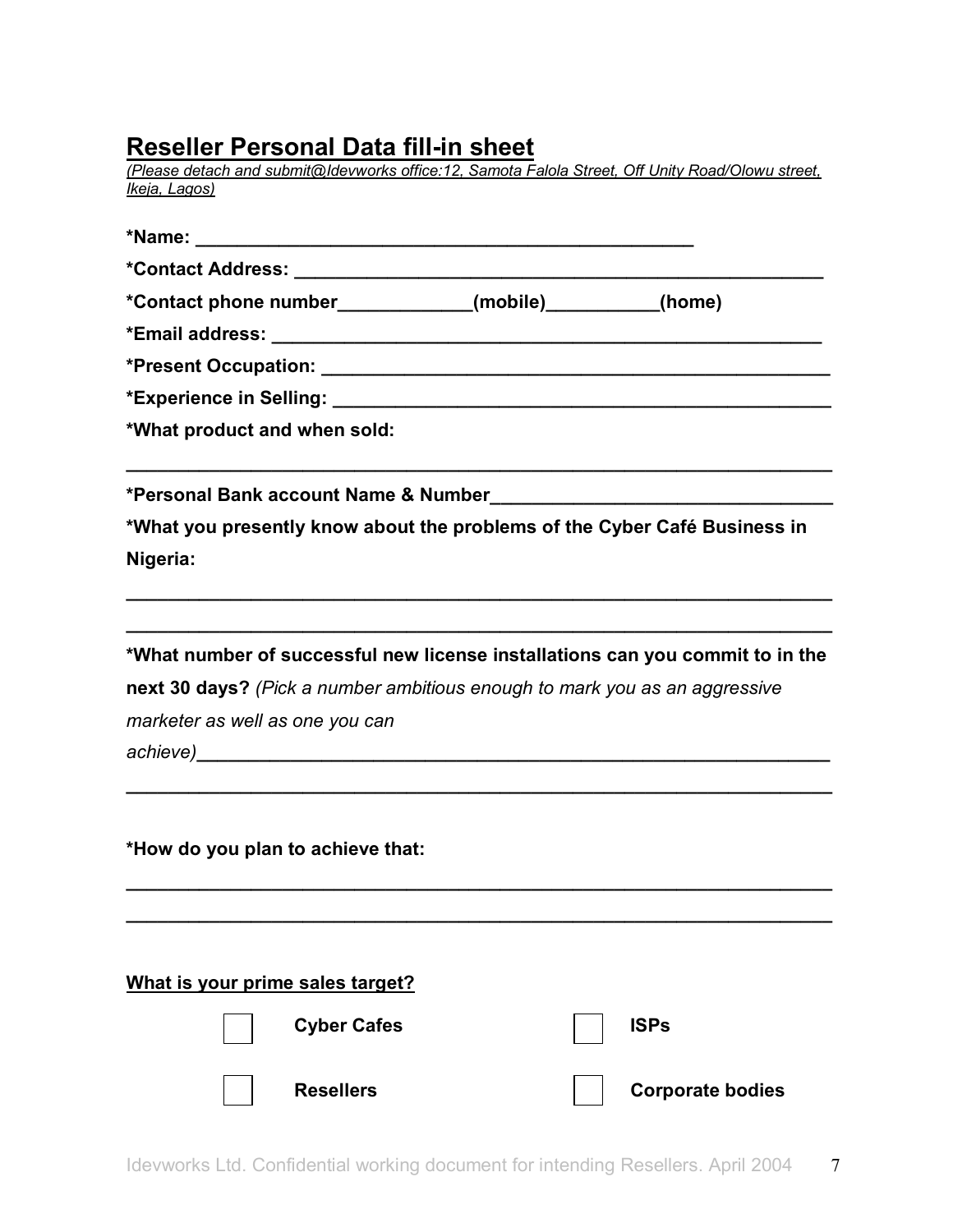## Reseller Personal Data fill-in sheet

*(Please detach and submit@Idevworks office:12, Samota Falola Street, Off Unity Road/Olowu street, Ikeja, Lagos)*

**\*Name: ______________________________________________**

**\*Contact Address: ______________________________________________**

**\*Contact phone number____________(mobile)__________(home)**

**\*Email address: ______________________________________________**

**\*Present Occupation: ______________________________________________**

**\*Experience in Selling: ______________________________________________**

**\*What product and when sold:**

**______________________________________________________________**

**\*Personal Bank account Name & Number______________________________**

**\*What you presently know about the problems of the Cyber Café Business in Nigeria:**

**______________________________________________________________**

**______________________________________________________________**

**\*What number of successful new license installations can you commit to in the next 30 days?** *(Pick a number ambitious enough to mark you as an aggressive marketer as well as one you can achieve)*______________________________________________________

**______________________________________________________________**

**\*How do you plan to achieve that:**

**______________________________________________________________**

**______________________________________________________________**

**What is your prime sales target?**

- ☐ **Cyber Cafes**
- ☐ **ISPs**
- ☐ **Resellers**
- ☐ **Corporate bodies**

Idevworks Ltd. Confidential working document for intending Resellers. April 2004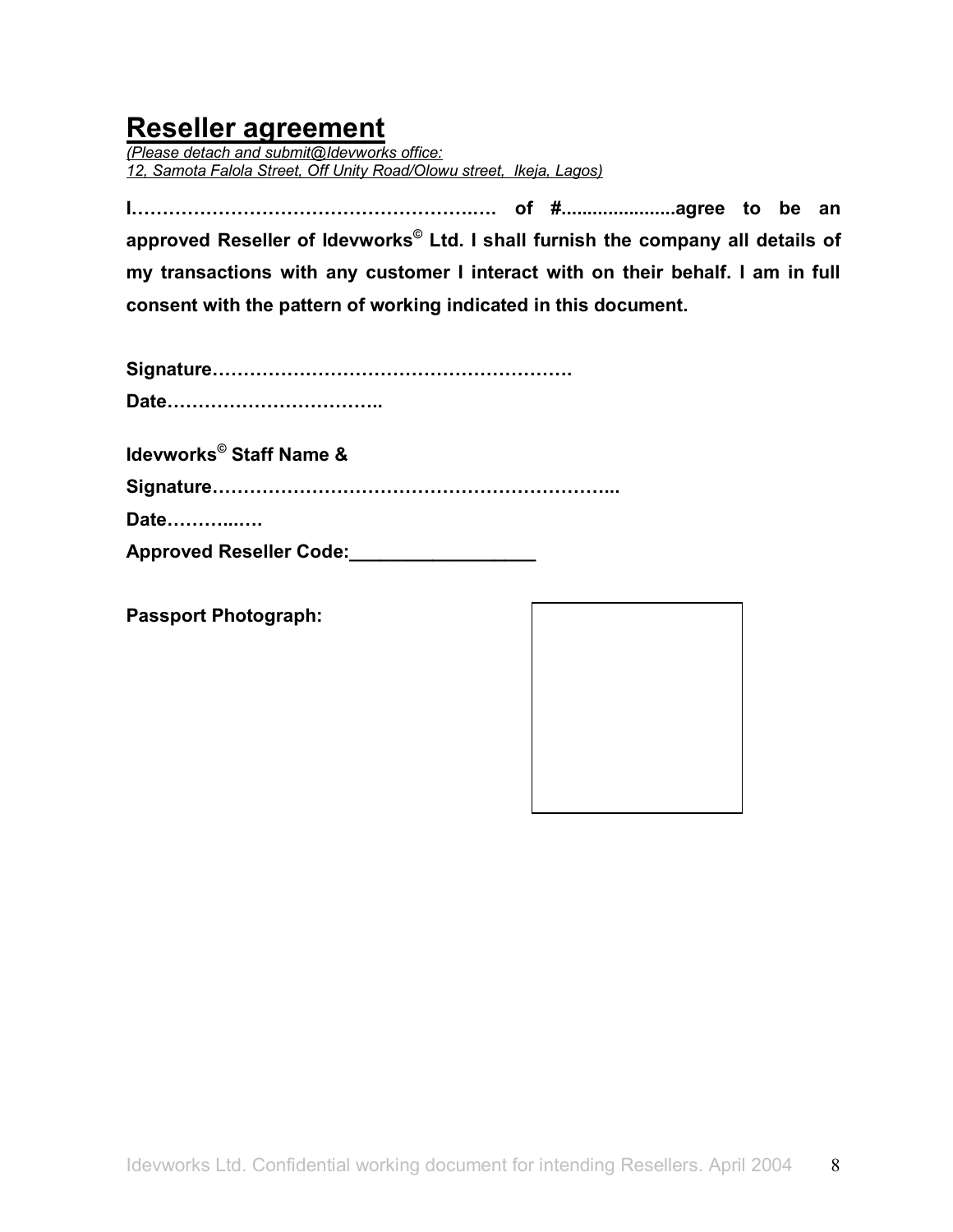# Reseller agreement

*(Please detach and submit@Idevworks office:*
*12, Samota Falola Street, Off Unity Road/Olowu street, Ikeja, Lagos)*

**I………………………………………………….… of #......................agree to be an approved Reseller of Idevworks© Ltd. I shall furnish the company all details of my transactions with any customer I interact with on their behalf. I am in full consent with the pattern of working indicated in this document.**

**Signature………………………………………………….**

**Date……………………………..**

**Idevworks© Staff Name &**

**Signature………………………………………………………..**

**Date………..….**

**Approved Reseller Code:__________________**

**Passport Photograph:**